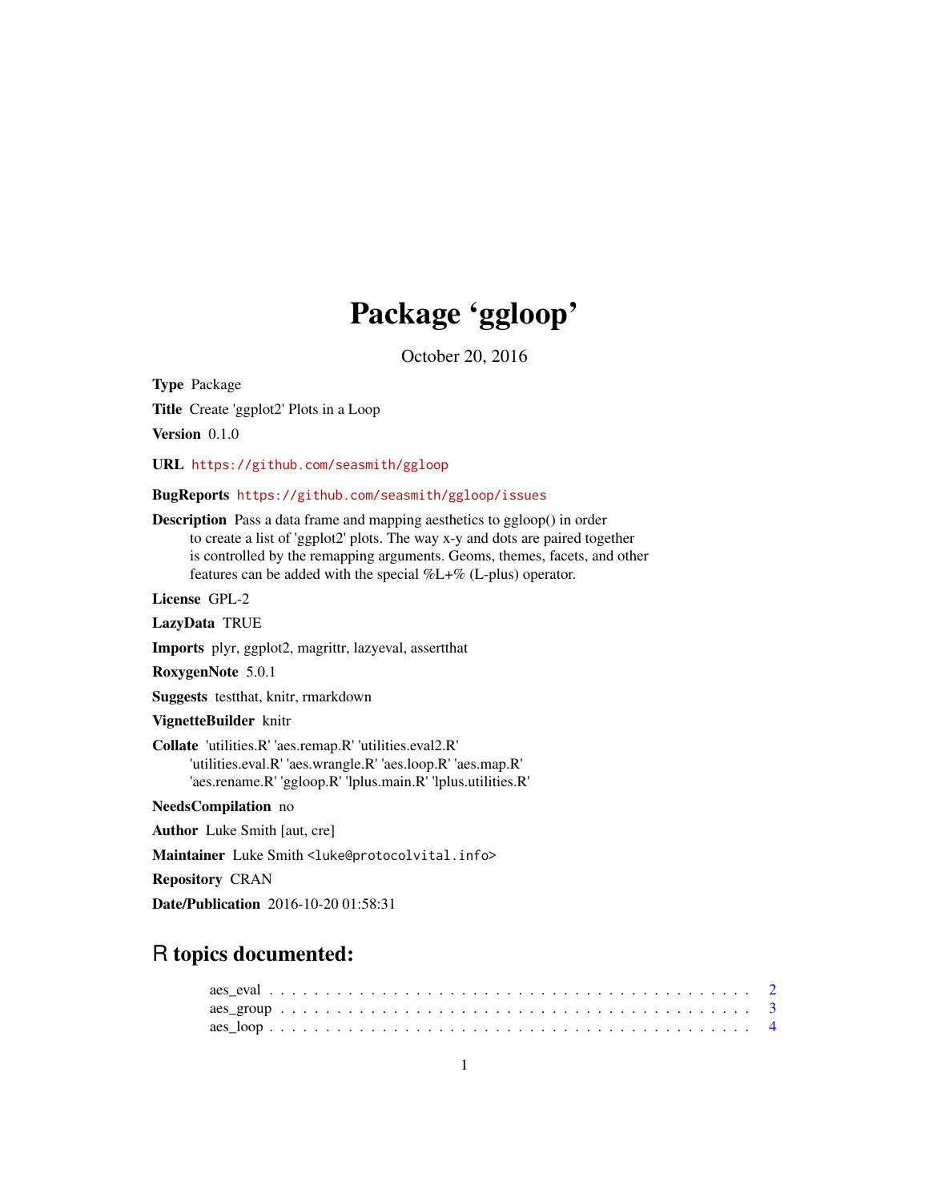# Package 'ggloop'

October 20, 2016

**Type** Package

**Title** Create 'ggplot2' Plots in a Loop

**Version** 0.1.0

**URL** https://github.com/seasmith/ggloop

**BugReports** https://github.com/seasmith/ggloop/issues

**Description** Pass a data frame and mapping aesthetics to ggloop() in order to create a list of 'ggplot2' plots. The way x-y and dots are paired together is controlled by the remapping arguments. Geoms, themes, facets, and other features can be added with the special %L+% (L-plus) operator.

**License** GPL-2

**LazyData** TRUE

**Imports** plyr, ggplot2, magrittr, lazyeval, assertthat

**RoxygenNote** 5.0.1

**Suggests** testthat, knitr, rmarkdown

**VignetteBuilder** knitr

**Collate** 'utilities.R' 'aes.remap.R' 'utilities.eval2.R' 'utilities.eval.R' 'aes.wrangle.R' 'aes.loop.R' 'aes.map.R' 'aes.rename.R' 'ggloop.R' 'lplus.main.R' 'lplus.utilities.R'

**NeedsCompilation** no

**Author** Luke Smith [aut, cre]

**Maintainer** Luke Smith <luke@protocolvital.info>

**Repository** CRAN

**Date/Publication** 2016-10-20 01:58:31

## R topics documented:

aes_eval . . . . . . . . . . . . . . . . . . . . . . . . . . . . . . . . . . . . . . . . . 2
aes_group . . . . . . . . . . . . . . . . . . . . . . . . . . . . . . . . . . . . . . . . 3
aes_loop . . . . . . . . . . . . . . . . . . . . . . . . . . . . . . . . . . . . . . . . . 4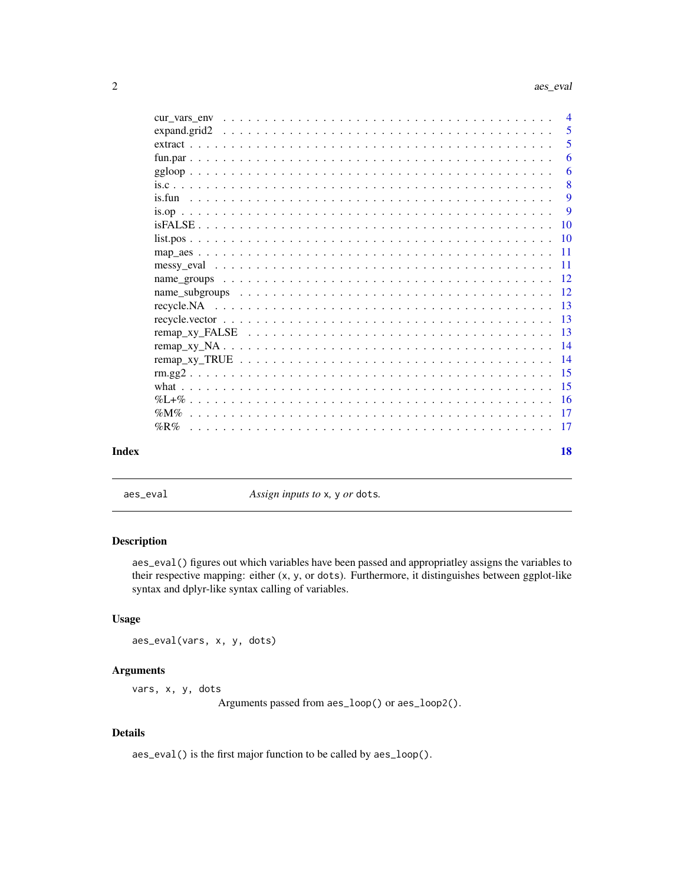| | |
|---|---|
| cur_vars_env | 4 |
| expand.grid2 | 5 |
| extract | 5 |
| fun.par | 6 |
| ggloop | 6 |
| is.c | 8 |
| is.fun | 9 |
| is.op | 9 |
| isFALSE | 10 |
| list.pos | 10 |
| map_aes | 11 |
| messy_eval | 11 |
| name_groups | 12 |
| name_subgroups | 12 |
| recycle.NA | 13 |
| recycle.vector | 13 |
| remap_xy_FALSE | 13 |
| remap_xy_NA | 14 |
| remap_xy_TRUE | 14 |
| rm.gg2 | 15 |
| what | 15 |
| %L+% | 16 |
| %M% | 17 |
| %R% | 17 |

**Index** **18**

---

`aes_eval` *Assign inputs to* `x`, `y` *or* `dots`.

---

### Description

`aes_eval()` figures out which variables have been passed and appropriatley assigns the variables to their respective mapping: either (`x`, `y`, or `dots`). Furthermore, it distinguishes between ggplot-like syntax and dplyr-like syntax calling of variables.

### Usage

```
aes_eval(vars, x, y, dots)
```

### Arguments

`vars, x, y, dots`
Arguments passed from `aes_loop()` or `aes_loop2()`.

### Details

`aes_eval()` is the first major function to be called by `aes_loop()`.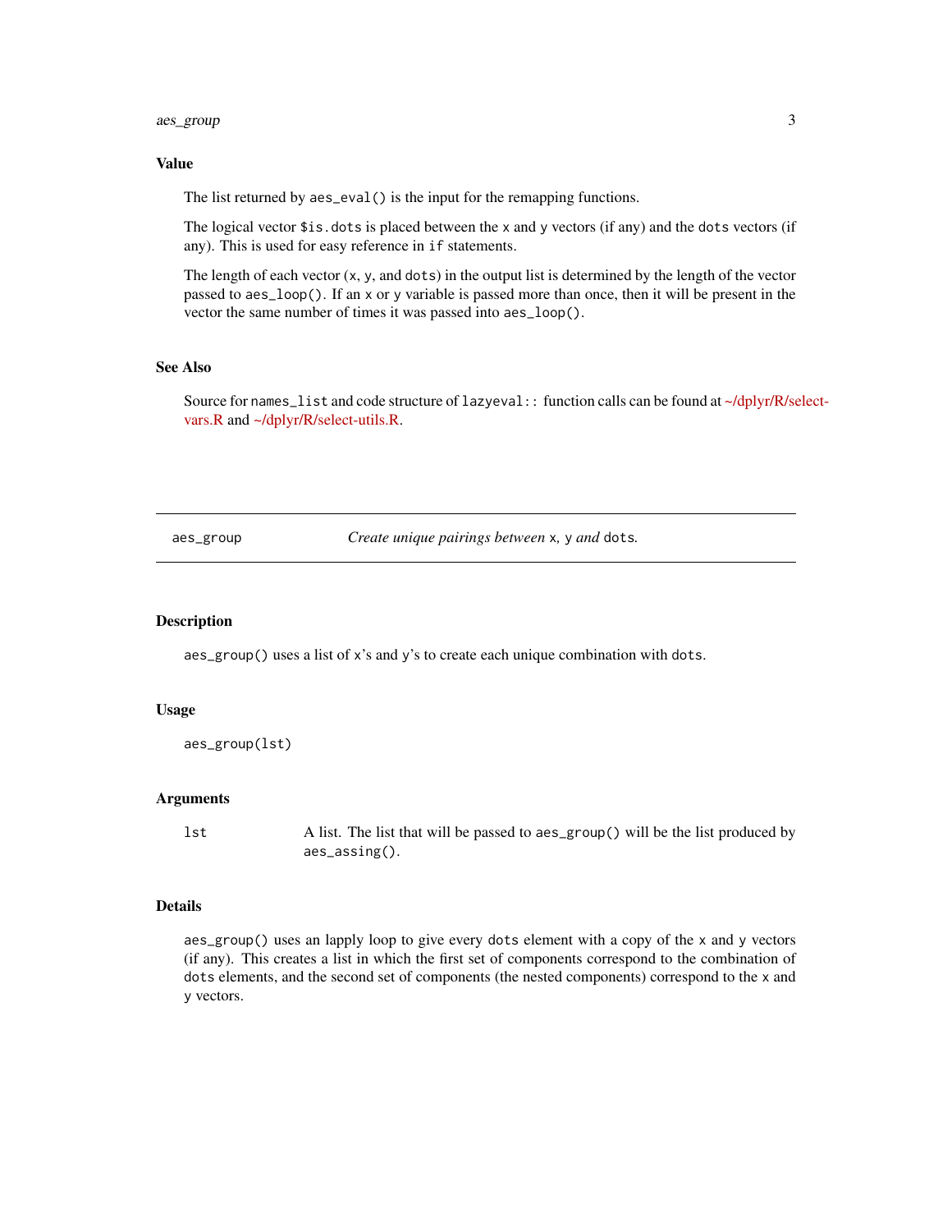## Value

The list returned by `aes_eval()` is the input for the remapping functions.

The logical vector `$is.dots` is placed between the `x` and `y` vectors (if any) and the `dots` vectors (if any). This is used for easy reference in `if` statements.

The length of each vector (`x`, `y`, and `dots`) in the output list is determined by the length of the vector passed to `aes_loop()`. If an `x` or `y` variable is passed more than once, then it will be present in the vector the same number of times it was passed into `aes_loop()`.

## See Also

Source for `names_list` and code structure of `lazyeval::` function calls can be found at ~/dplyr/R/select-vars.R and ~/dplyr/R/select-utils.R.

---

# aes_group — *Create unique pairings between* `x`, `y` *and* `dots`.

## Description

`aes_group()` uses a list of `x`'s and `y`'s to create each unique combination with `dots`.

## Usage

```
aes_group(lst)
```

## Arguments

| | |
|---|---|
| `lst` | A list. The list that will be passed to `aes_group()` will be the list produced by `aes_assing()`. |

## Details

`aes_group()` uses an lapply loop to give every `dots` element with a copy of the `x` and `y` vectors (if any). This creates a list in which the first set of components correspond to the combination of `dots` elements, and the second set of components (the nested components) correspond to the `x` and `y` vectors.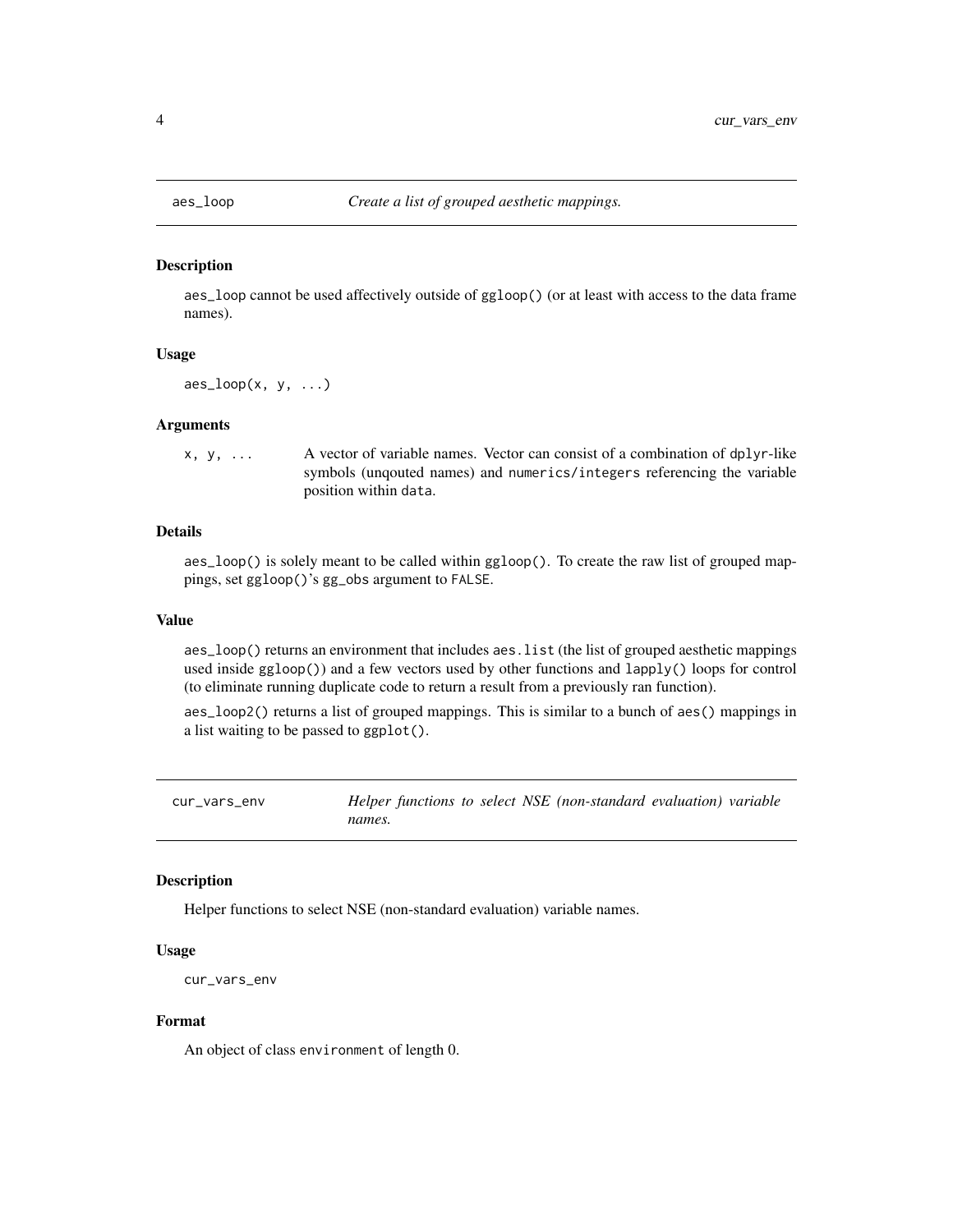## aes_loop — *Create a list of grouped aesthetic mappings.*

### Description

aes_loop cannot be used affectively outside of ggloop() (or at least with access to the data frame names).

### Usage

```
aes_loop(x, y, ...)
```

### Arguments

| | |
|---|---|
| x, y, ... | A vector of variable names. Vector can consist of a combination of dplyr-like symbols (unqouted names) and numerics/integers referencing the variable position within data. |

### Details

aes_loop() is solely meant to be called within ggloop(). To create the raw list of grouped mappings, set ggloop()'s gg_obs argument to FALSE.

### Value

aes_loop() returns an environment that includes aes.list (the list of grouped aesthetic mappings used inside ggloop()) and a few vectors used by other functions and lapply() loops for control (to eliminate running duplicate code to return a result from a previously ran function).

aes_loop2() returns a list of grouped mappings. This is similar to a bunch of aes() mappings in a list waiting to be passed to ggplot().

## cur_vars_env — *Helper functions to select NSE (non-standard evaluation) variable names.*

### Description

Helper functions to select NSE (non-standard evaluation) variable names.

### Usage

```
cur_vars_env
```

### Format

An object of class environment of length 0.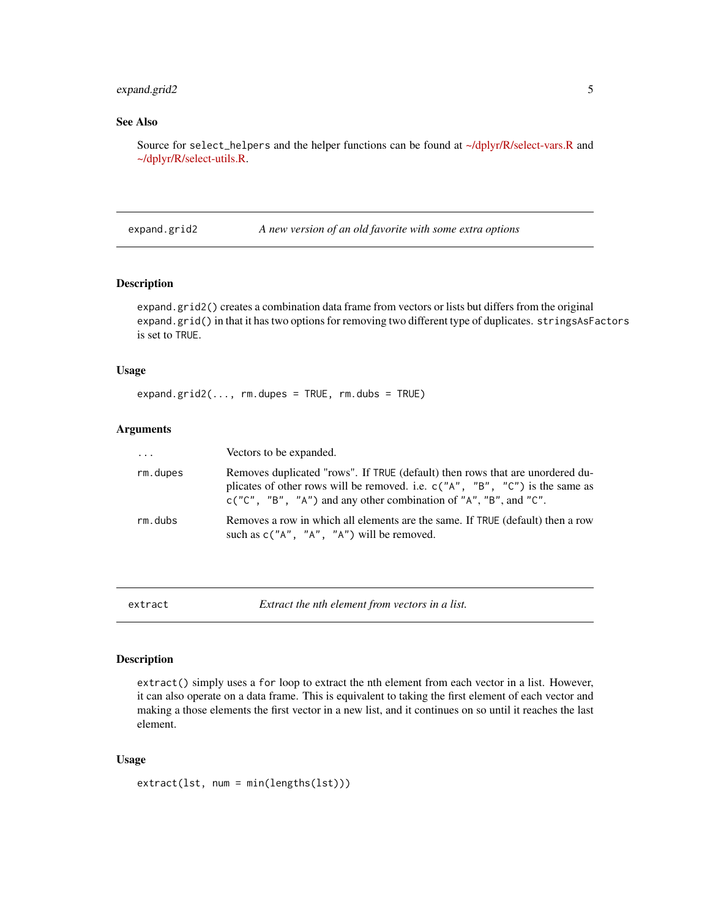### See Also

Source for `select_helpers` and the helper functions can be found at ~/dplyr/R/select-vars.R and ~/dplyr/R/select-utils.R.

---

## expand.grid2 — *A new version of an old favorite with some extra options*

### Description

`expand.grid2()` creates a combination data frame from vectors or lists but differs from the original `expand.grid()` in that it has two options for removing two different type of duplicates. `stringsAsFactors` is set to `TRUE`.

### Usage

```
expand.grid2(..., rm.dupes = TRUE, rm.dubs = TRUE)
```

### Arguments

| | |
|---|---|
| `...` | Vectors to be expanded. |
| `rm.dupes` | Removes duplicated "rows". If `TRUE` (default) then rows that are unordered duplicates of other rows will be removed. i.e. `c("A", "B", "C")` is the same as `c("C", "B", "A")` and any other combination of `"A"`, `"B"`, and `"C"`. |
| `rm.dubs` | Removes a row in which all elements are the same. If `TRUE` (default) then a row such as `c("A", "A", "A")` will be removed. |

---

## extract — *Extract the nth element from vectors in a list.*

### Description

`extract()` simply uses a `for` loop to extract the nth element from each vector in a list. However, it can also operate on a data frame. This is equivalent to taking the first element of each vector and making a those elements the first vector in a new list, and it continues on so until it reaches the last element.

### Usage

```
extract(lst, num = min(lengths(lst)))
```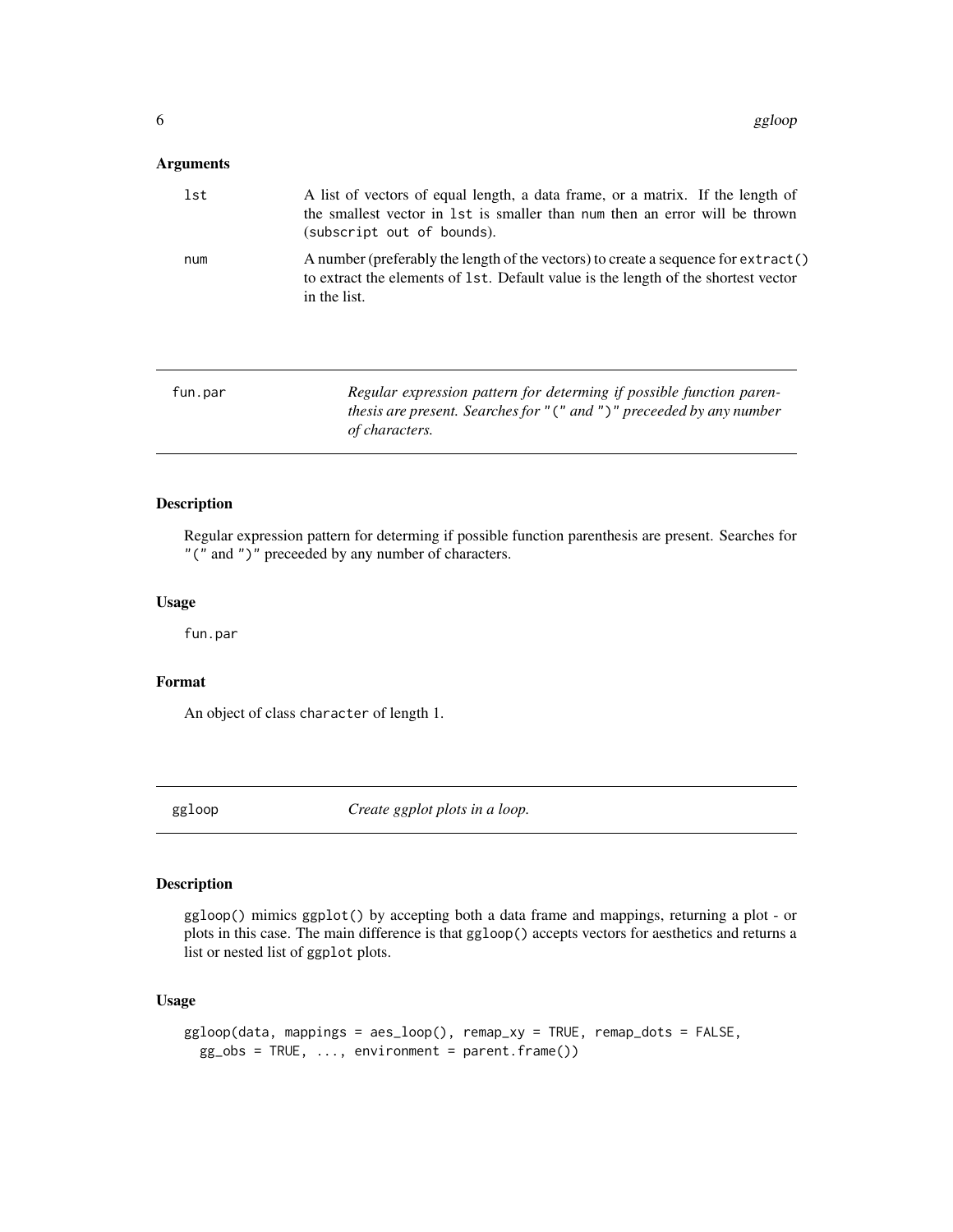### Arguments

| | |
|---|---|
| `lst` | A list of vectors of equal length, a data frame, or a matrix. If the length of the smallest vector in `lst` is smaller than `num` then an error will be thrown (`subscript out of bounds`). |
| `num` | A number (preferably the length of the vectors) to create a sequence for `extract()` to extract the elements of `lst`. Default value is the length of the shortest vector in the list. |

---

## fun.par — *Regular expression pattern for determing if possible function parenthesis are present. Searches for "(" and ")" preceeded by any number of characters.*

### Description

Regular expression pattern for determing if possible function parenthesis are present. Searches for "(" and ")" preceeded by any number of characters.

### Usage

```
fun.par
```

### Format

An object of class `character` of length 1.

---

## ggloop — *Create ggplot plots in a loop.*

### Description

`ggloop()` mimics `ggplot()` by accepting both a data frame and mappings, returning a plot - or plots in this case. The main difference is that `ggloop()` accepts vectors for aesthetics and returns a list or nested list of `ggplot` plots.

### Usage

```
ggloop(data, mappings = aes_loop(), remap_xy = TRUE, remap_dots = FALSE,
  gg_obs = TRUE, ..., environment = parent.frame())
```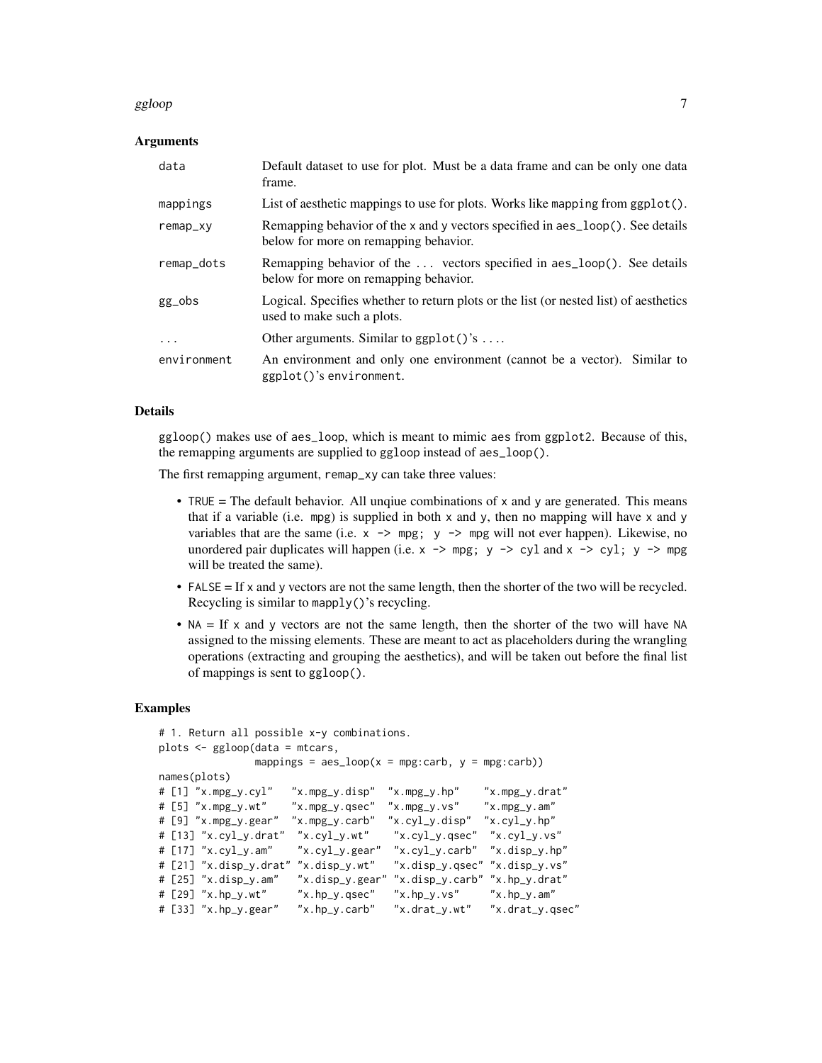### Arguments

| | |
|---|---|
| data | Default dataset to use for plot. Must be a data frame and can be only one data frame. |
| mappings | List of aesthetic mappings to use for plots. Works like `mapping` from `ggplot()`. |
| remap_xy | Remapping behavior of the x and y vectors specified in `aes_loop()`. See details below for more on remapping behavior. |
| remap_dots | Remapping behavior of the ... vectors specified in `aes_loop()`. See details below for more on remapping behavior. |
| gg_obs | Logical. Specifies whether to return plots or the list (or nested list) of aesthetics used to make such a plots. |
| ... | Other arguments. Similar to `ggplot()`'s .... |
| environment | An environment and only one environment (cannot be a vector). Similar to `ggplot()`'s `environment`. |

### Details

`ggloop()` makes use of `aes_loop`, which is meant to mimic `aes` from `ggplot2`. Because of this, the remapping arguments are supplied to `ggloop` instead of `aes_loop()`.

The first remapping argument, `remap_xy` can take three values:

- `TRUE` = The default behavior. All unqiue combinations of x and y are generated. This means that if a variable (i.e. mpg) is supplied in both x and y, then no mapping will have x and y variables that are the same (i.e. `x -> mpg; y -> mpg` will not ever happen). Likewise, no unordered pair duplicates will happen (i.e. `x -> mpg; y -> cyl` and `x -> cyl; y -> mpg` will be treated the same).
- `FALSE` = If x and y vectors are not the same length, then the shorter of the two will be recycled. Recycling is similar to `mapply()`'s recycling.
- `NA` = If x and y vectors are not the same length, then the shorter of the two will have `NA` assigned to the missing elements. These are meant to act as placeholders during the wrangling operations (extracting and grouping the aesthetics), and will be taken out before the final list of mappings is sent to `ggloop()`.

### Examples

```
# 1. Return all possible x-y combinations.
plots <- ggloop(data = mtcars,
                mappings = aes_loop(x = mpg:carb, y = mpg:carb))
names(plots)
# [1] "x.mpg_y.cyl"   "x.mpg_y.disp"  "x.mpg_y.hp"    "x.mpg_y.drat"
# [5] "x.mpg_y.wt"    "x.mpg_y.qsec"  "x.mpg_y.vs"    "x.mpg_y.am"
# [9] "x.mpg_y.gear"  "x.mpg_y.carb"  "x.cyl_y.disp"  "x.cyl_y.hp"
# [13] "x.cyl_y.drat"  "x.cyl_y.wt"    "x.cyl_y.qsec"  "x.cyl_y.vs"
# [17] "x.cyl_y.am"    "x.cyl_y.gear"  "x.cyl_y.carb"  "x.disp_y.hp"
# [21] "x.disp_y.drat" "x.disp_y.wt"   "x.disp_y.qsec" "x.disp_y.vs"
# [25] "x.disp_y.am"   "x.disp_y.gear" "x.disp_y.carb" "x.hp_y.drat"
# [29] "x.hp_y.wt"     "x.hp_y.qsec"   "x.hp_y.vs"     "x.hp_y.am"
# [33] "x.hp_y.gear"   "x.hp_y.carb"   "x.drat_y.wt"   "x.drat_y.qsec"
```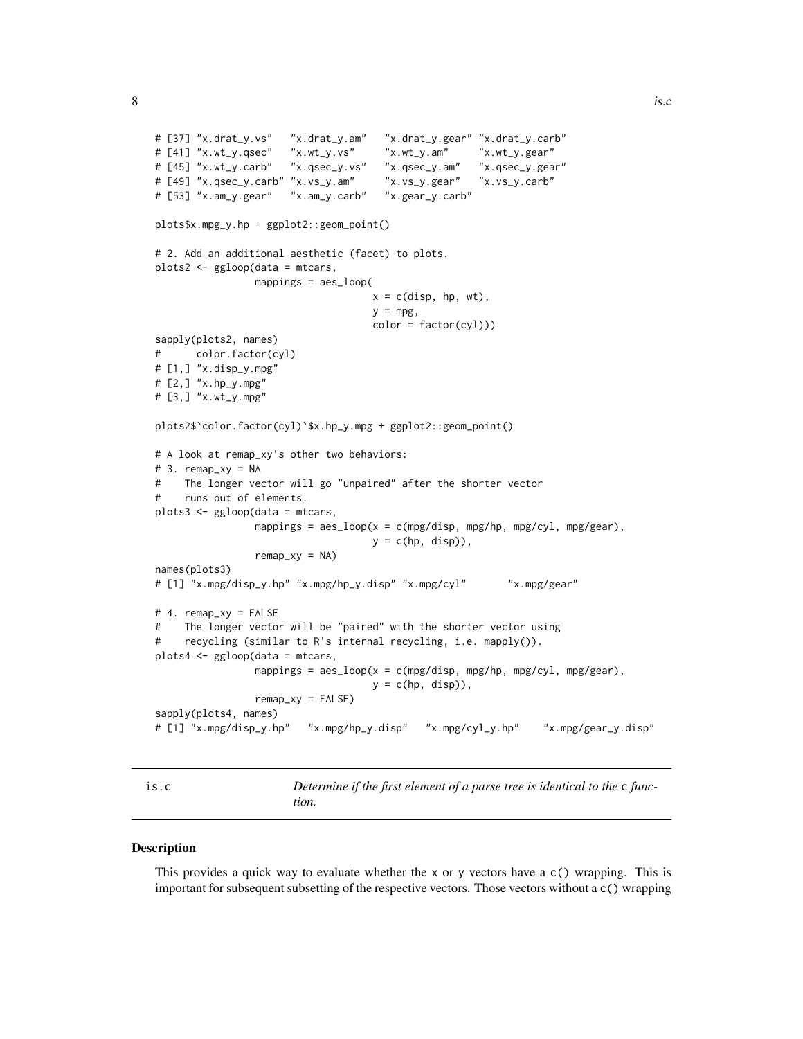```
# [37] "x.drat_y.vs"   "x.drat_y.am"   "x.drat_y.gear" "x.drat_y.carb"
# [41] "x.wt_y.qsec"   "x.wt_y.vs"     "x.wt_y.am"     "x.wt_y.gear"
# [45] "x.wt_y.carb"   "x.qsec_y.vs"   "x.qsec_y.am"   "x.qsec_y.gear"
# [49] "x.qsec_y.carb" "x.vs_y.am"     "x.vs_y.gear"   "x.vs_y.carb"
# [53] "x.am_y.gear"   "x.am_y.carb"   "x.gear_y.carb"

plots$x.mpg_y.hp + ggplot2::geom_point()

# 2. Add an additional aesthetic (facet) to plots.
plots2 <- ggloop(data = mtcars,
                 mappings = aes_loop(
                                     x = c(disp, hp, wt),
                                     y = mpg,
                                     color = factor(cyl)))
sapply(plots2, names)
#      color.factor(cyl)
# [1,] "x.disp_y.mpg"
# [2,] "x.hp_y.mpg"
# [3,] "x.wt_y.mpg"

plots2$`color.factor(cyl)`$x.hp_y.mpg + ggplot2::geom_point()

# A look at remap_xy's other two behaviors:
# 3. remap_xy = NA
#    The longer vector will go "unpaired" after the shorter vector
#    runs out of elements.
plots3 <- ggloop(data = mtcars,
                 mappings = aes_loop(x = c(mpg/disp, mpg/hp, mpg/cyl, mpg/gear),
                                     y = c(hp, disp)),
                 remap_xy = NA)
names(plots3)
# [1] "x.mpg/disp_y.hp" "x.mpg/hp_y.disp" "x.mpg/cyl"       "x.mpg/gear"

# 4. remap_xy = FALSE
#    The longer vector will be "paired" with the shorter vector using
#    recycling (similar to R's internal recycling, i.e. mapply()).
plots4 <- ggloop(data = mtcars,
                 mappings = aes_loop(x = c(mpg/disp, mpg/hp, mpg/cyl, mpg/gear),
                                     y = c(hp, disp)),
                 remap_xy = FALSE)
sapply(plots4, names)
# [1] "x.mpg/disp_y.hp"   "x.mpg/hp_y.disp"   "x.mpg/cyl_y.hp"    "x.mpg/gear_y.disp"
```

---

is.c — *Determine if the first element of a parse tree is identical to the* `c` *function.*

---

## Description

This provides a quick way to evaluate whether the `x` or `y` vectors have a `c()` wrapping. This is important for subsequent subsetting of the respective vectors. Those vectors without a `c()` wrapping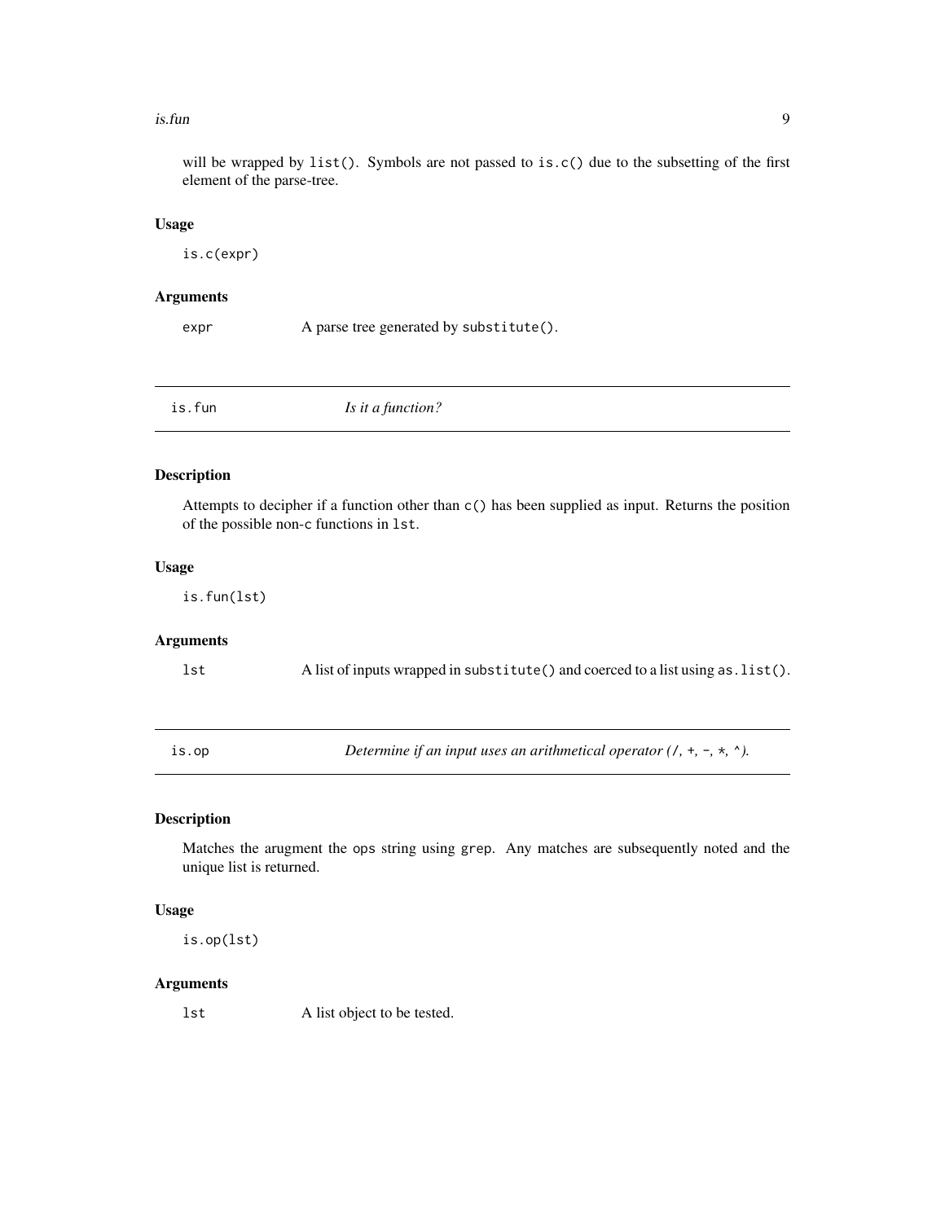will be wrapped by `list()`. Symbols are not passed to `is.c()` due to the subsetting of the first element of the parse-tree.

### Usage

```
is.c(expr)
```

### Arguments

| | |
|---|---|
| `expr` | A parse tree generated by `substitute()`. |

---

## is.fun — *Is it a function?*

### Description

Attempts to decipher if a function other than `c()` has been supplied as input. Returns the position of the possible non-c functions in `lst`.

### Usage

```
is.fun(lst)
```

### Arguments

| | |
|---|---|
| `lst` | A list of inputs wrapped in `substitute()` and coerced to a list using `as.list()`. |

---

## is.op — *Determine if an input uses an arithmetical operator (`/`, `+`, `-`, `*`, `^`).*

### Description

Matches the arugment the `ops` string using `grep`. Any matches are subsequently noted and the unique list is returned.

### Usage

```
is.op(lst)
```

### Arguments

| | |
|---|---|
| `lst` | A list object to be tested. |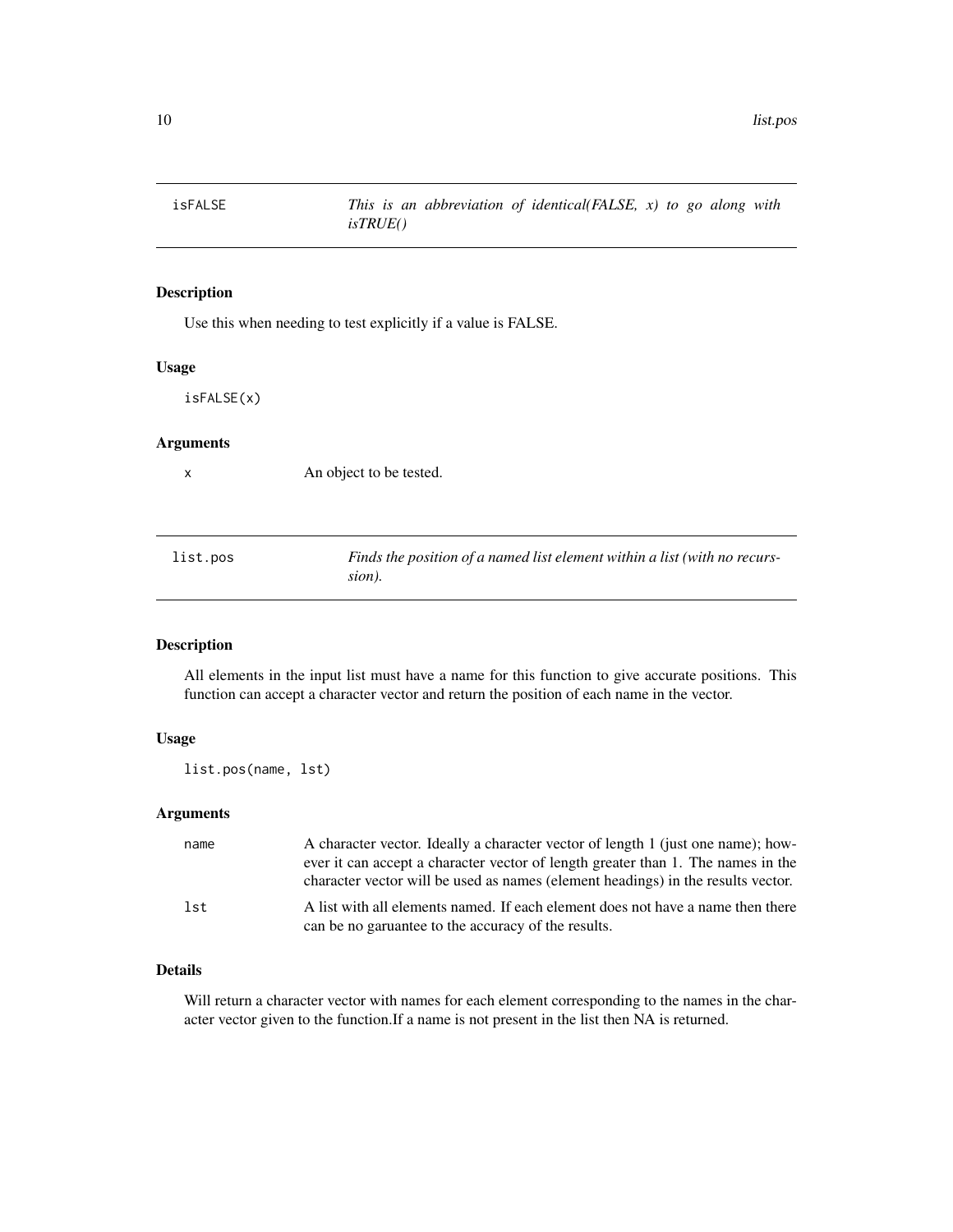## isFALSE — *This is an abbreviation of identical(FALSE, x) to go along with isTRUE()*

### Description

Use this when needing to test explicitly if a value is FALSE.

### Usage

```
isFALSE(x)
```

### Arguments

| | |
|---|---|
| x | An object to be tested. |

## list.pos — *Finds the position of a named list element within a list (with no recursion).*

### Description

All elements in the input list must have a name for this function to give accurate positions. This function can accept a character vector and return the position of each name in the vector.

### Usage

```
list.pos(name, lst)
```

### Arguments

| | |
|---|---|
| name | A character vector. Ideally a character vector of length 1 (just one name); however it can accept a character vector of length greater than 1. The names in the character vector will be used as names (element headings) in the results vector. |
| lst | A list with all elements named. If each element does not have a name then there can be no garuantee to the accuracy of the results. |

### Details

Will return a character vector with names for each element corresponding to the names in the character vector given to the function.If a name is not present in the list then NA is returned.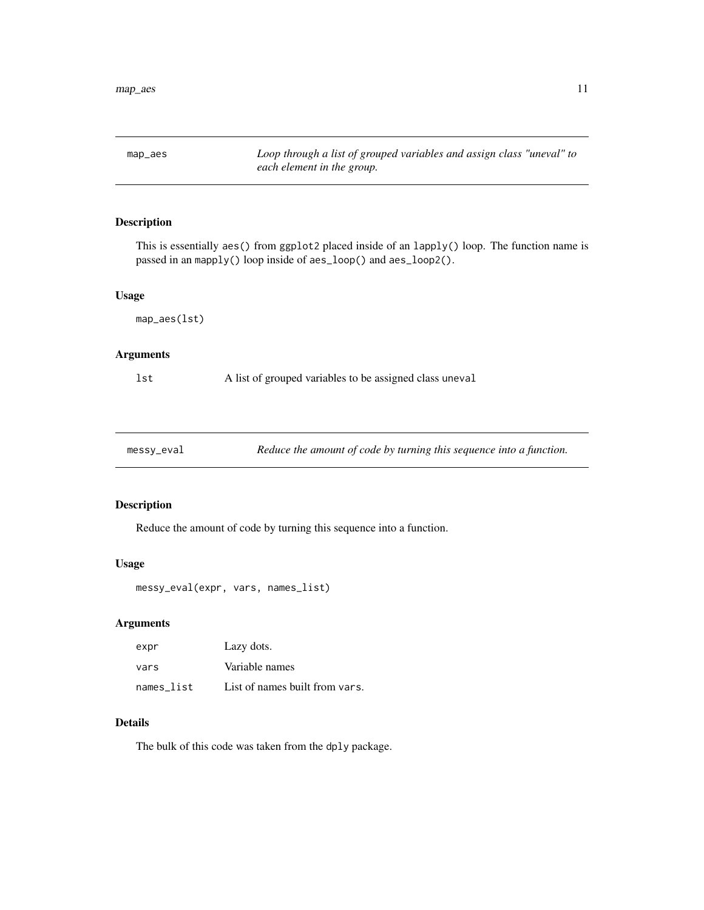## map_aes

*Loop through a list of grouped variables and assign class "uneval" to each element in the group.*

### Description

This is essentially `aes()` from `ggplot2` placed inside of an `lapply()` loop. The function name is passed in an `mapply()` loop inside of `aes_loop()` and `aes_loop2()`.

### Usage

```
map_aes(lst)
```

### Arguments

| | |
|---|---|
| `lst` | A list of grouped variables to be assigned class `uneval` |

## messy_eval

*Reduce the amount of code by turning this sequence into a function.*

### Description

Reduce the amount of code by turning this sequence into a function.

### Usage

```
messy_eval(expr, vars, names_list)
```

### Arguments

| | |
|---|---|
| `expr` | Lazy dots. |
| `vars` | Variable names |
| `names_list` | List of names built from `vars`. |

### Details

The bulk of this code was taken from the `dply` package.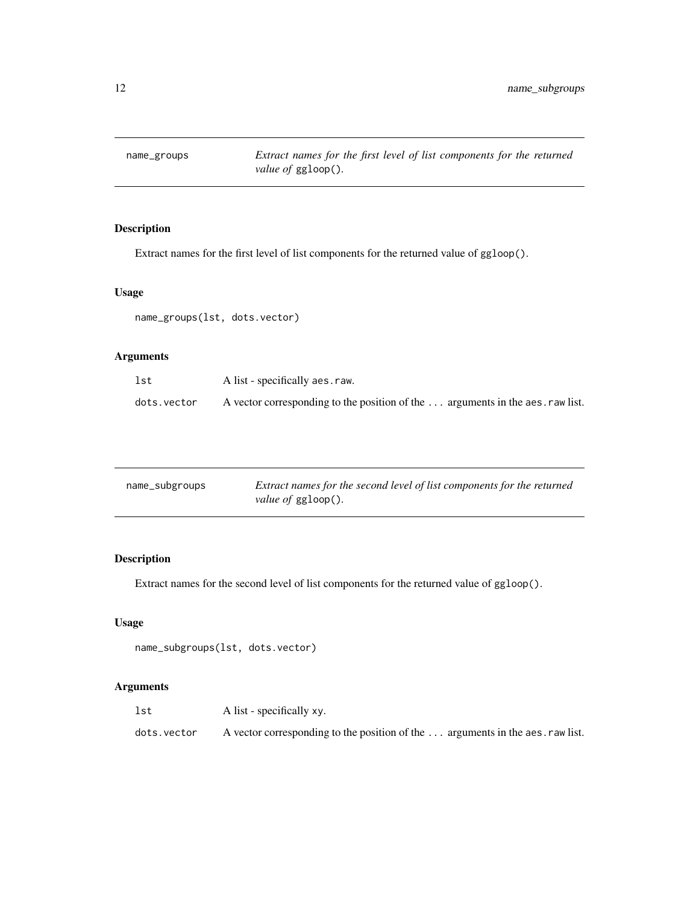## name_groups — *Extract names for the first level of list components for the returned value of* `ggloop()`.

### Description

Extract names for the first level of list components for the returned value of `ggloop()`.

### Usage

```
name_groups(lst, dots.vector)
```

### Arguments

| | |
|---|---|
| `lst` | A list - specifically `aes.raw`. |
| `dots.vector` | A vector corresponding to the position of the `...` arguments in the `aes.raw` list. |

## name_subgroups — *Extract names for the second level of list components for the returned value of* `ggloop()`.

### Description

Extract names for the second level of list components for the returned value of `ggloop()`.

### Usage

```
name_subgroups(lst, dots.vector)
```

### Arguments

| | |
|---|---|
| `lst` | A list - specifically `xy`. |
| `dots.vector` | A vector corresponding to the position of the `...` arguments in the `aes.raw` list. |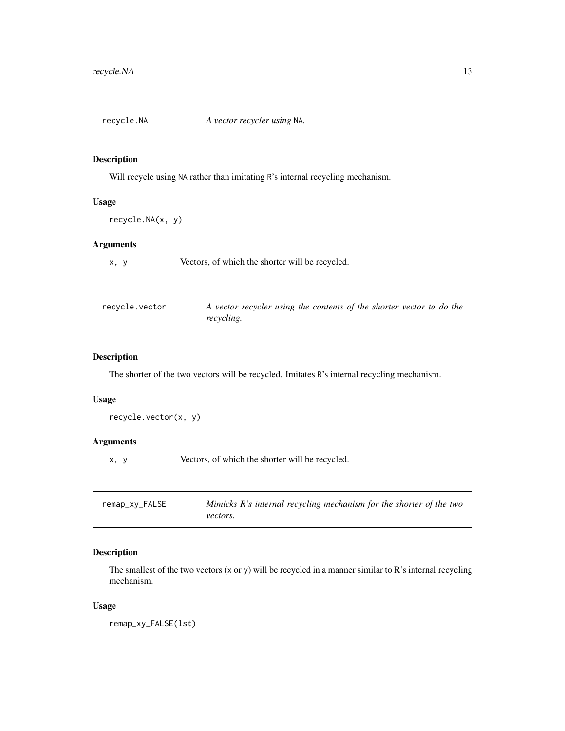## recycle.NA — *A vector recycler using* `NA`*.*

### Description

Will recycle using `NA` rather than imitating `R`'s internal recycling mechanism.

### Usage

```
recycle.NA(x, y)
```

### Arguments

| | |
|---|---|
| `x, y` | Vectors, of which the shorter will be recycled. |

## recycle.vector — *A vector recycler using the contents of the shorter vector to do the recycling.*

### Description

The shorter of the two vectors will be recycled. Imitates `R`'s internal recycling mechanism.

### Usage

```
recycle.vector(x, y)
```

### Arguments

| | |
|---|---|
| `x, y` | Vectors, of which the shorter will be recycled. |

## remap_xy_FALSE — *Mimicks R's internal recycling mechanism for the shorter of the two vectors.*

### Description

The smallest of the two vectors (`x` or `y`) will be recycled in a manner similar to R's internal recycling mechanism.

### Usage

```
remap_xy_FALSE(lst)
```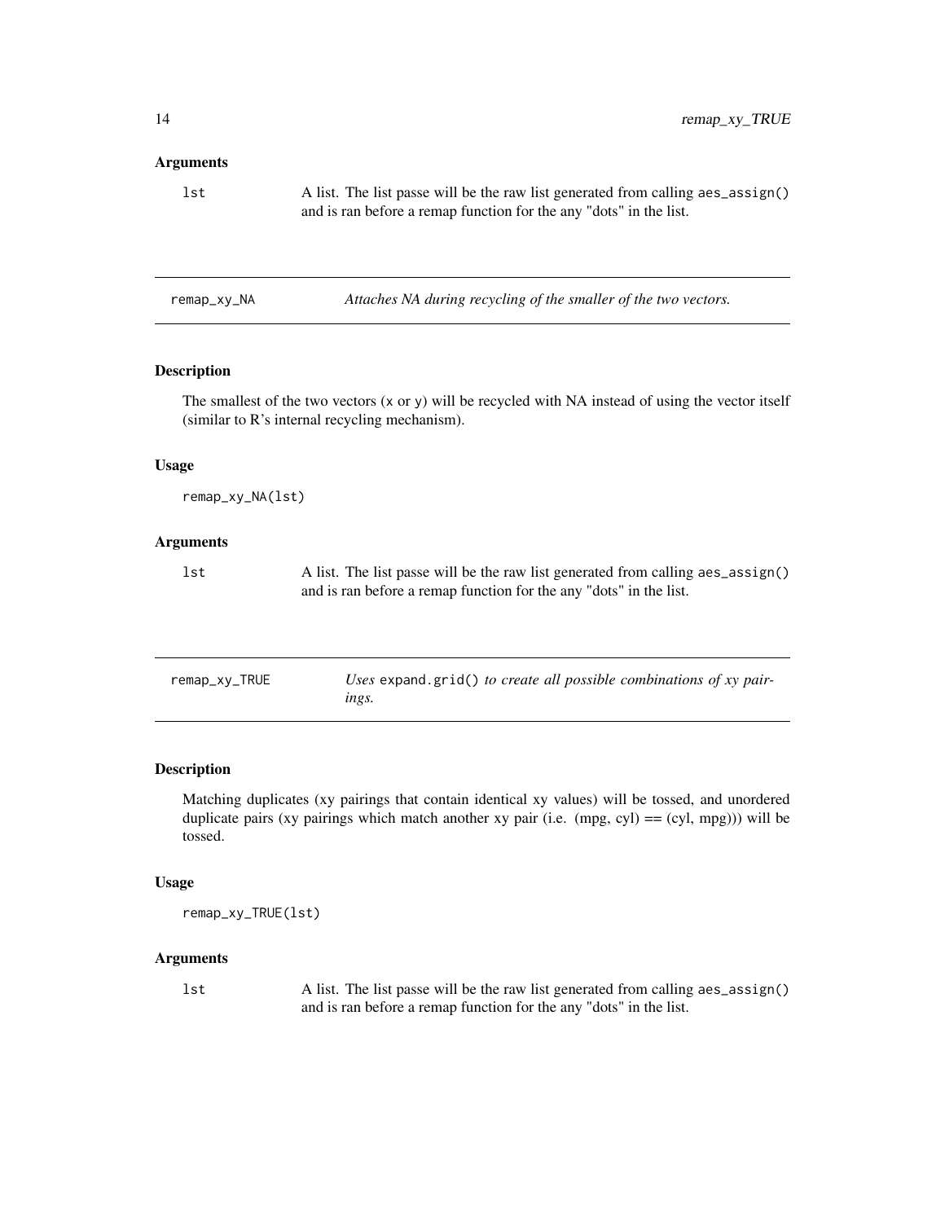### Arguments

`lst` A list. The list passe will be the raw list generated from calling `aes_assign()` and is ran before a remap function for the any "dots" in the list.

---

## remap_xy_NA *Attaches NA during recycling of the smaller of the two vectors.*

---

### Description

The smallest of the two vectors (`x` or `y`) will be recycled with NA instead of using the vector itself (similar to R's internal recycling mechanism).

### Usage

```
remap_xy_NA(lst)
```

### Arguments

`lst` A list. The list passe will be the raw list generated from calling `aes_assign()` and is ran before a remap function for the any "dots" in the list.

---

## remap_xy_TRUE *Uses `expand.grid()` to create all possible combinations of xy pairings.*

---

### Description

Matching duplicates (xy pairings that contain identical xy values) will be tossed, and unordered duplicate pairs (xy pairings which match another xy pair (i.e. (mpg, cyl) == (cyl, mpg))) will be tossed.

### Usage

```
remap_xy_TRUE(lst)
```

### Arguments

`lst` A list. The list passe will be the raw list generated from calling `aes_assign()` and is ran before a remap function for the any "dots" in the list.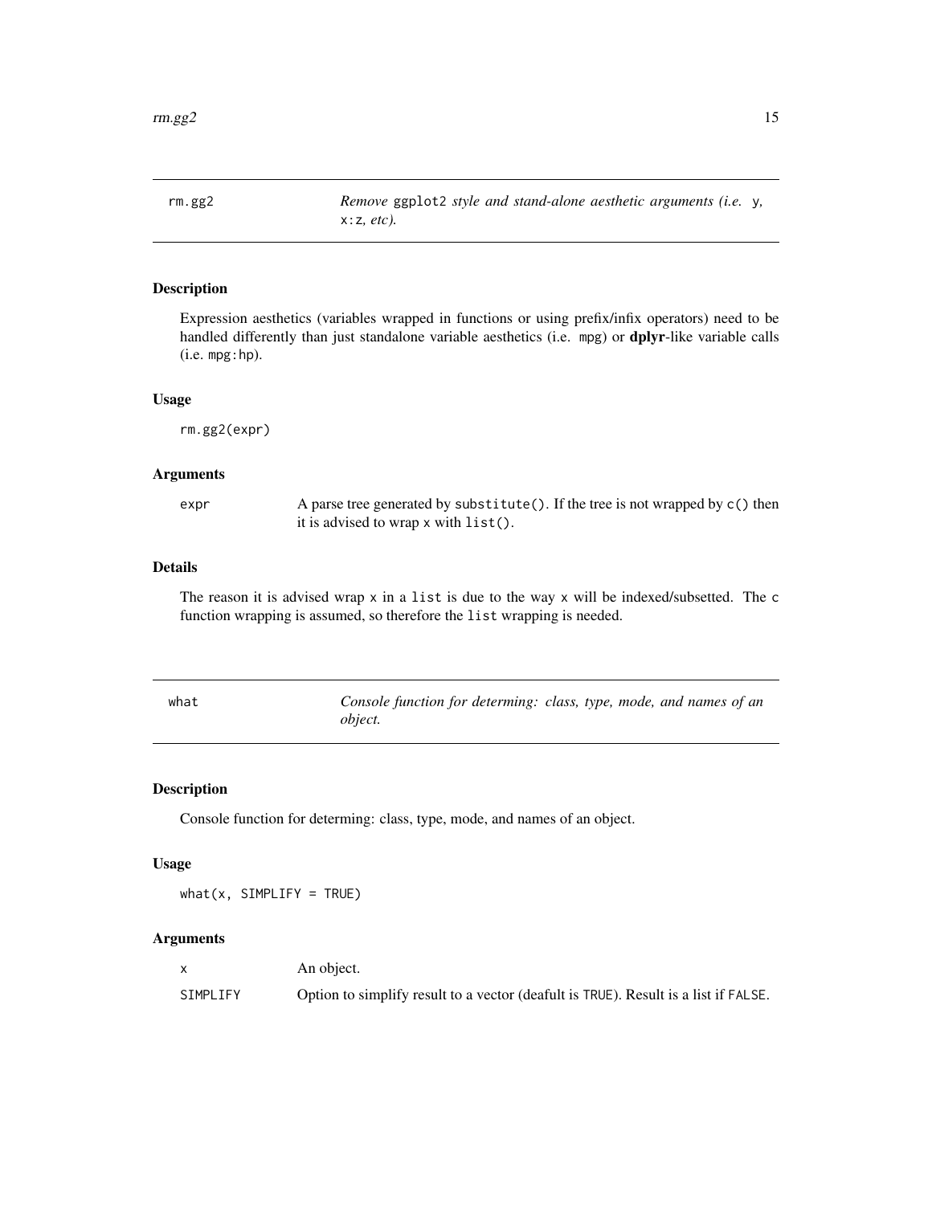## rm.gg2 — *Remove* `ggplot2` *style and stand-alone aesthetic arguments (i.e.* `y`, `x:z`, *etc).*

### Description

Expression aesthetics (variables wrapped in functions or using prefix/infix operators) need to be handled differently than just standalone variable aesthetics (i.e. `mpg`) or **dplyr**-like variable calls (i.e. `mpg:hp`).

### Usage

```
rm.gg2(expr)
```

### Arguments

| | |
|---|---|
| `expr` | A parse tree generated by `substitute()`. If the tree is not wrapped by `c()` then it is advised to wrap `x` with `list()`. |

### Details

The reason it is advised wrap `x` in a `list` is due to the way `x` will be indexed/subsetted. The `c` function wrapping is assumed, so therefore the `list` wrapping is needed.

## what — *Console function for determing: class, type, mode, and names of an object.*

### Description

Console function for determing: class, type, mode, and names of an object.

### Usage

```
what(x, SIMPLIFY = TRUE)
```

### Arguments

| | |
|---|---|
| `x` | An object. |
| `SIMPLIFY` | Option to simplify result to a vector (deafult is `TRUE`). Result is a list if `FALSE`. |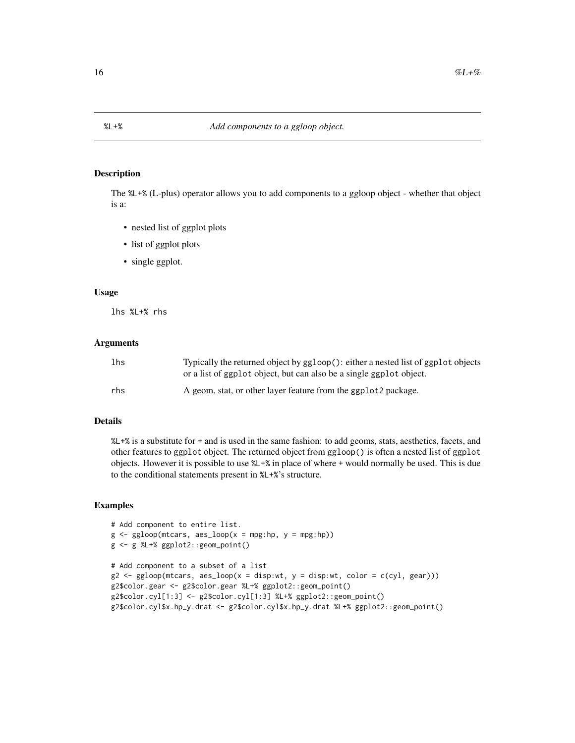## %L+% — *Add components to a ggloop object.*

### Description

The %L+% (L-plus) operator allows you to add components to a ggloop object - whether that object is a:

- nested list of ggplot plots
- list of ggplot plots
- single ggplot.

### Usage

```
lhs %L+% rhs
```

### Arguments

| | |
|---|---|
| lhs | Typically the returned object by ggloop(): either a nested list of ggplot objects or a list of ggplot object, but can also be a single ggplot object. |
| rhs | A geom, stat, or other layer feature from the ggplot2 package. |

### Details

%L+% is a substitute for + and is used in the same fashion: to add geoms, stats, aesthetics, facets, and other features to ggplot object. The returned object from ggloop() is often a nested list of ggplot objects. However it is possible to use %L+% in place of where + would normally be used. This is due to the conditional statements present in %L+%'s structure.

### Examples

```
# Add component to entire list.
g <- ggloop(mtcars, aes_loop(x = mpg:hp, y = mpg:hp))
g <- g %L+% ggplot2::geom_point()

# Add component to a subset of a list
g2 <- ggloop(mtcars, aes_loop(x = disp:wt, y = disp:wt, color = c(cyl, gear)))
g2$color.gear <- g2$color.gear %L+% ggplot2::geom_point()
g2$color.cyl[1:3] <- g2$color.cyl[1:3] %L+% ggplot2::geom_point()
g2$color.cyl$x.hp_y.drat <- g2$color.cyl$x.hp_y.drat %L+% ggplot2::geom_point()
```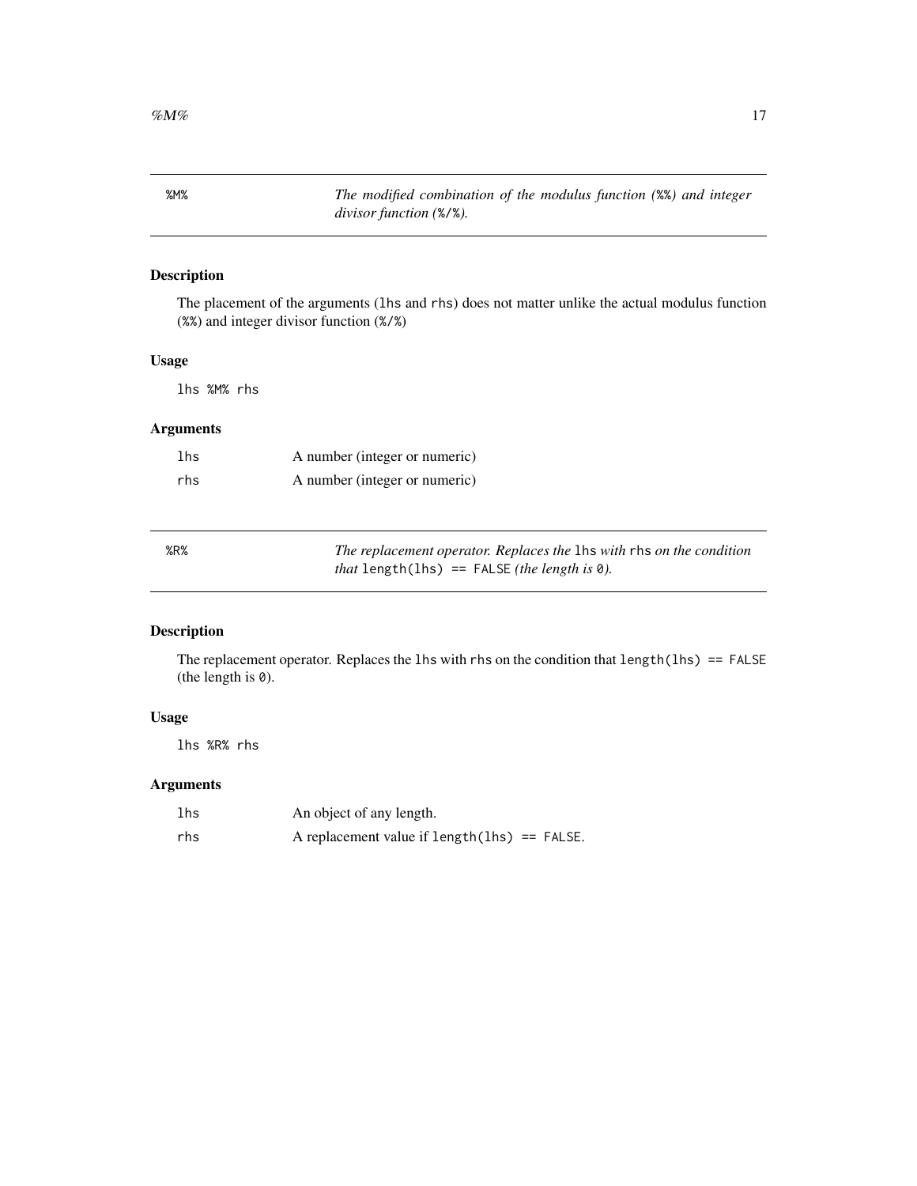## %M% — *The modified combination of the modulus function (%%) and integer divisor function (%/%).*

### Description

The placement of the arguments (`lhs` and `rhs`) does not matter unlike the actual modulus function (`%%`) and integer divisor function (`%/%`)

### Usage

```
lhs %M% rhs
```

### Arguments

| | |
|---|---|
| `lhs` | A number (integer or numeric) |
| `rhs` | A number (integer or numeric) |

## %R% — *The replacement operator. Replaces the `lhs` with `rhs` on the condition that `length(lhs) == FALSE` (the length is `0`).*

### Description

The replacement operator. Replaces the `lhs` with `rhs` on the condition that `length(lhs) == FALSE` (the length is `0`).

### Usage

```
lhs %R% rhs
```

### Arguments

| | |
|---|---|
| `lhs` | An object of any length. |
| `rhs` | A replacement value if `length(lhs) == FALSE`. |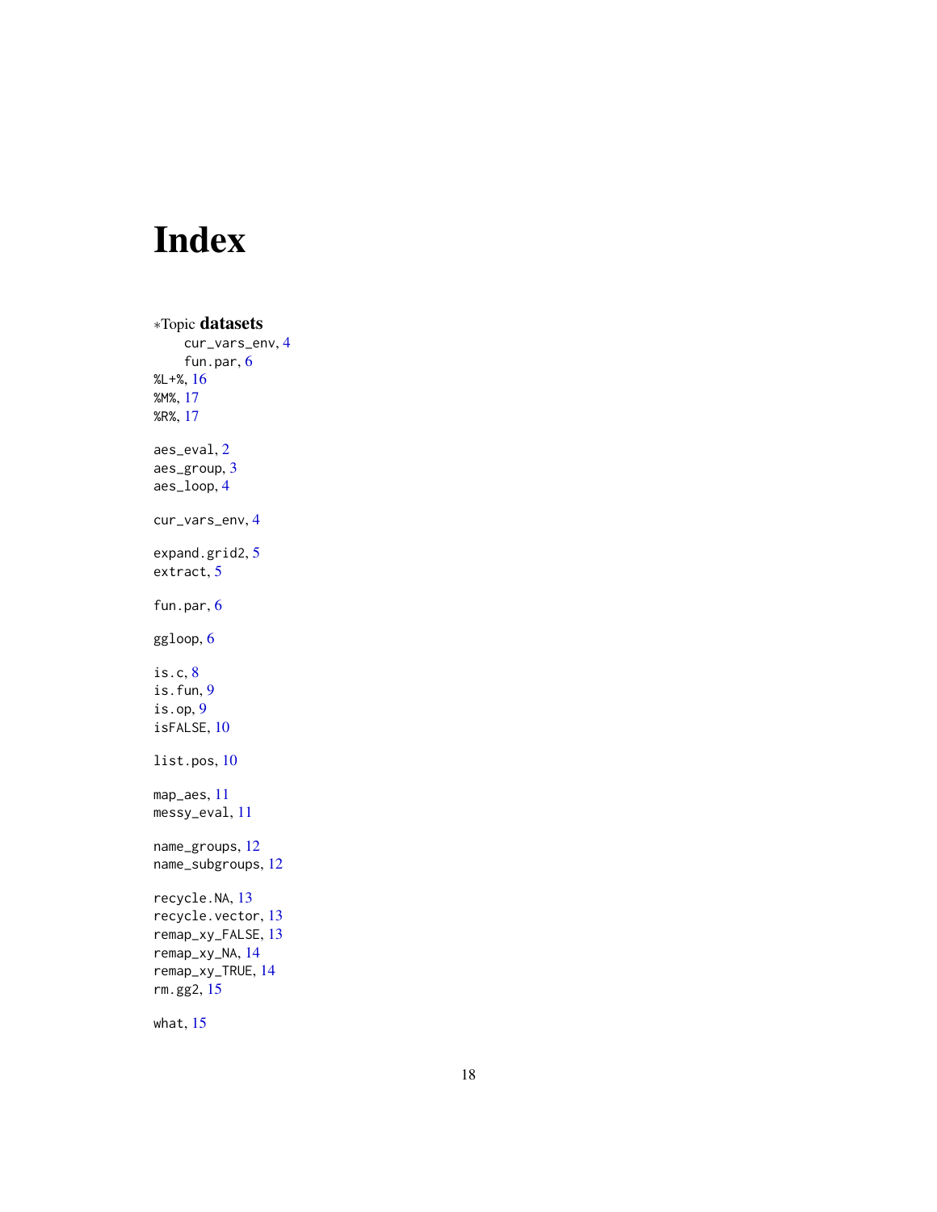# Index

*Topic **datasets**
    cur_vars_env, 4
    fun.par, 6
%L+%, 16
%M%, 17
%R%, 17

aes_eval, 2
aes_group, 3
aes_loop, 4

cur_vars_env, 4

expand.grid2, 5
extract, 5

fun.par, 6

ggloop, 6

is.c, 8
is.fun, 9
is.op, 9
isFALSE, 10

list.pos, 10

map_aes, 11
messy_eval, 11

name_groups, 12
name_subgroups, 12

recycle.NA, 13
recycle.vector, 13
remap_xy_FALSE, 13
remap_xy_NA, 14
remap_xy_TRUE, 14
rm.gg2, 15

what, 15